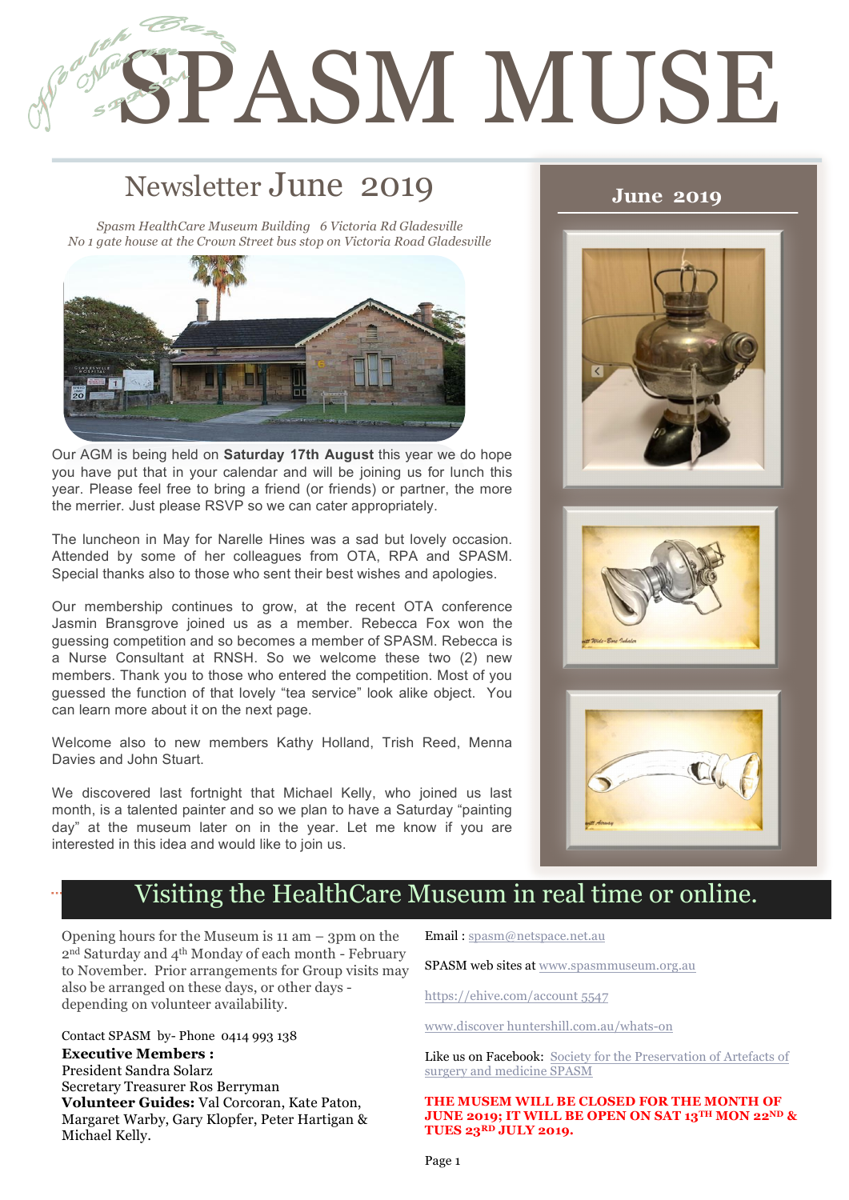# SPASM MUSE

## Newsletter June 2019

*Spasm HealthCare Museum Building 6 Victoria Rd Gladesville*
*No 1 gate house at the Crown Street bus stop on Victoria Road Gladesville*

**June 2019**

Our AGM is being held on **Saturday 17th August** this year we do hope you have put that in your calendar and will be joining us for lunch this year. Please feel free to bring a friend (or friends) or partner, the more the merrier. Just please RSVP so we can cater appropriately.

The luncheon in May for Narelle Hines was a sad but lovely occasion. Attended by some of her colleagues from OTA, RPA and SPASM. Special thanks also to those who sent their best wishes and apologies.

Our membership continues to grow, at the recent OTA conference Jasmin Bransgrove joined us as a member. Rebecca Fox won the guessing competition and so becomes a member of SPASM. Rebecca is a Nurse Consultant at RNSH. So we welcome these two (2) new members. Thank you to those who entered the competition. Most of you guessed the function of that lovely “tea service” look alike object. You can learn more about it on the next page.

Welcome also to new members Kathy Holland, Trish Reed, Menna Davies and John Stuart.

We discovered last fortnight that Michael Kelly, who joined us last month, is a talented painter and so we plan to have a Saturday “painting day” at the museum later on in the year. Let me know if you are interested in this idea and would like to join us.

## Visiting the HealthCare Museum in real time or online.

Opening hours for the Museum is 11 am – 3pm on the 2nd Saturday and 4th Monday of each month - February to November. Prior arrangements for Group visits may also be arranged on these days, or other days - depending on volunteer availability.

Contact SPASM by- Phone 0414 993 138

**Executive Members :**
President Sandra Solarz
Secretary Treasurer Ros Berryman
**Volunteer Guides:** Val Corcoran, Kate Paton, Margaret Warby, Gary Klopfer, Peter Hartigan & Michael Kelly.

Email : spasm@netspace.net.au

SPASM web sites at www.spasmmuseum.org.au

https://ehive.com/account 5547

www.discover huntershill.com.au/whats-on

Like us on Facebook: Society for the Preservation of Artefacts of surgery and medicine SPASM

**THE MUSEM WILL BE CLOSED FOR THE MONTH OF JUNE 2019; IT WILL BE OPEN ON SAT 13TH MON 22ND & TUES 23RD JULY 2019.**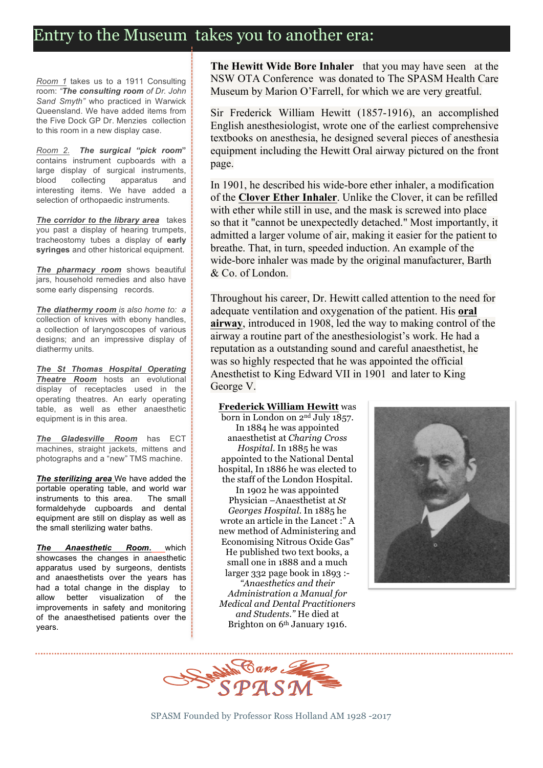# Entry to the Museum takes you to another era:

*Room 1* takes us to a 1911 Consulting room: *"**The consulting room** of Dr. John Sand Smyth"* who practiced in Warwick Queensland. We have added items from the Five Dock GP Dr. Menzies collection to this room in a new display case.

*Room 2.* ***The surgical "pick room"*** contains instrument cupboards with a large display of surgical instruments, blood collecting apparatus and interesting items. We have added a selection of orthopaedic instruments.

***The corridor to the library area*** takes you past a display of hearing trumpets, tracheostomy tubes a display of **early syringes** and other historical equipment.

***The pharmacy room*** shows beautiful jars, household remedies and also have some early dispensing records.

***The diathermy room*** *is also home to: a* collection of knives with ebony handles, a collection of laryngoscopes of various designs; and an impressive display of diathermy units.

***The St Thomas Hospital Operating Theatre Room*** hosts an evolutional display of receptacles used in the operating theatres. An early operating table, as well as ether anaesthetic equipment is in this area.

***The Gladesville Room*** has ECT machines, straight jackets, mittens and photographs and a "new" TMS machine.

***The sterilizing area*** We have added the portable operating table, and world war instruments to this area. The small formaldehyde cupboards and dental equipment are still on display as well as the small sterilizing water baths.

***The Anaesthetic Room.*** which showcases the changes in anaesthetic apparatus used by surgeons, dentists and anaesthetists over the years has had a total change in the display to allow better visualization of the improvements in safety and monitoring of the anaesthetised patients over the years.

**The Hewitt Wide Bore Inhaler** that you may have seen at the NSW OTA Conference was donated to The SPASM Health Care Museum by Marion O'Farrell, for which we are very greatful.

Sir Frederick William Hewitt (1857-1916), an accomplished English anesthesiologist, wrote one of the earliest comprehensive textbooks on anesthesia, he designed several pieces of anesthesia equipment including the Hewitt Oral airway pictured on the front page.

In 1901, he described his wide-bore ether inhaler, a modification of the **Clover Ether Inhaler**. Unlike the Clover, it can be refilled with ether while still in use, and the mask is screwed into place so that it "cannot be unexpectedly detached." Most importantly, it admitted a larger volume of air, making it easier for the patient to breathe. That, in turn, speeded induction. An example of the wide-bore inhaler was made by the original manufacturer, Barth & Co. of London.

Throughout his career, Dr. Hewitt called attention to the need for adequate ventilation and oxygenation of the patient. His **oral airway**, introduced in 1908, led the way to making control of the airway a routine part of the anesthesiologist's work. He had a reputation as a outstanding sound and careful anaesthetist, he was so highly respected that he was appointed the official Anesthetist to King Edward VII in 1901 and later to King George V.

**Frederick William Hewitt** was born in London on 2nd July 1857. In 1884 he was appointed anaesthetist at *Charing Cross Hospital*. In 1885 he was appointed to the National Dental hospital, In 1886 he was elected to the staff of the London Hospital. In 1902 he was appointed Physician –Anaesthetist at *St Georges Hospital*. In 1885 he wrote an article in the Lancet :" A new method of Administering and Economising Nitrous Oxide Gas" He published two text books, a small one in 1888 and a much larger 332 page book in 1893 :- *"Anaesthetics and their Administration a Manual for Medical and Dental Practitioners and Students."* He died at Brighton on 6th January 1916.

SPASM Founded by Professor Ross Holland AM 1928 -2017